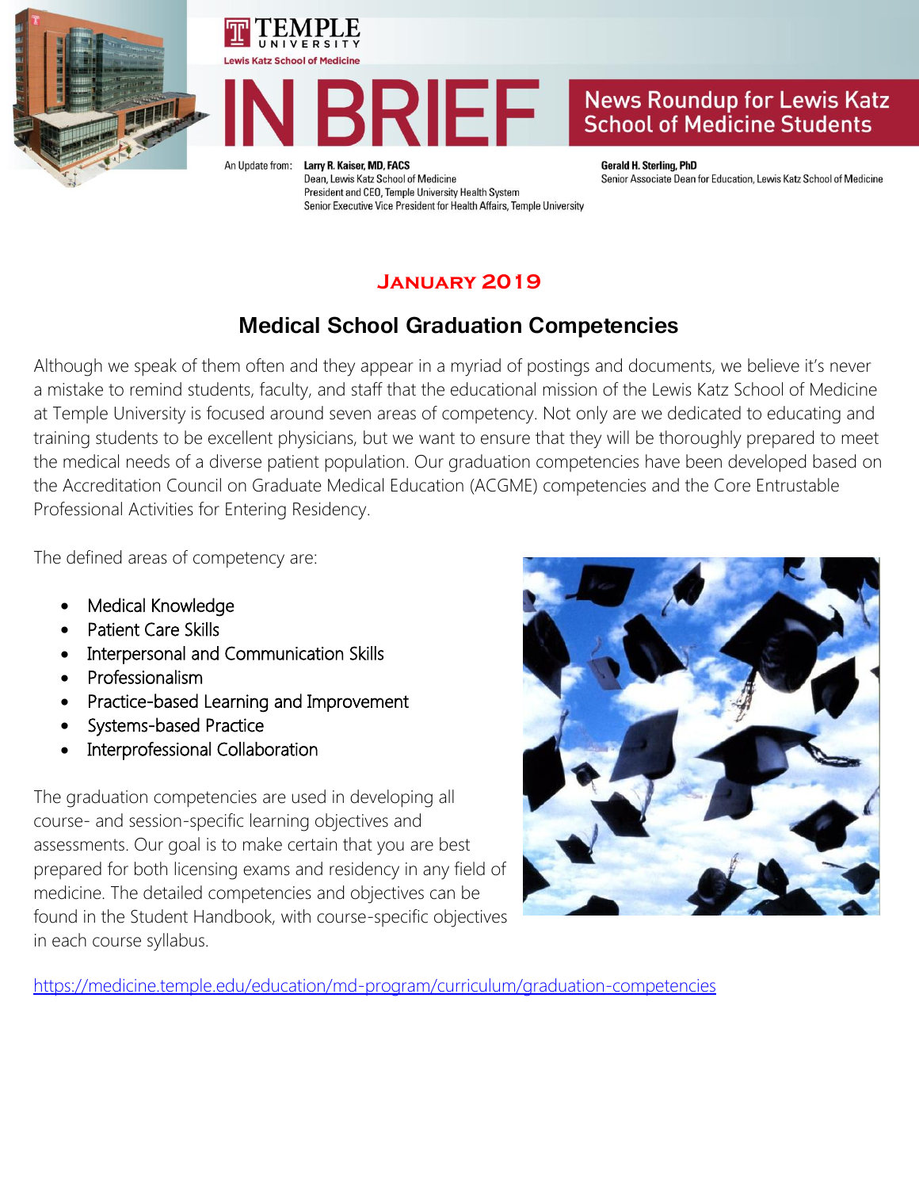Temple University
Lewis Katz School of Medicine

# IN BRIEF

**News Roundup for Lewis Katz School of Medicine Students**

An Update from: **Larry R. Kaiser, MD, FACS**
Dean, Lewis Katz School of Medicine
President and CEO, Temple University Health System
Senior Executive Vice President for Health Affairs, Temple University

**Gerald H. Sterling, PhD**
Senior Associate Dean for Education, Lewis Katz School of Medicine

## January 2019

## Medical School Graduation Competencies

Although we speak of them often and they appear in a myriad of postings and documents, we believe it's never a mistake to remind students, faculty, and staff that the educational mission of the Lewis Katz School of Medicine at Temple University is focused around seven areas of competency. Not only are we dedicated to educating and training students to be excellent physicians, but we want to ensure that they will be thoroughly prepared to meet the medical needs of a diverse patient population. Our graduation competencies have been developed based on the Accreditation Council on Graduate Medical Education (ACGME) competencies and the Core Entrustable Professional Activities for Entering Residency.

The defined areas of competency are:

- Medical Knowledge
- Patient Care Skills
- Interpersonal and Communication Skills
- Professionalism
- Practice-based Learning and Improvement
- Systems-based Practice
- Interprofessional Collaboration

The graduation competencies are used in developing all course- and session-specific learning objectives and assessments. Our goal is to make certain that you are best prepared for both licensing exams and residency in any field of medicine. The detailed competencies and objectives can be found in the Student Handbook, with course-specific objectives in each course syllabus.

https://medicine.temple.edu/education/md-program/curriculum/graduation-competencies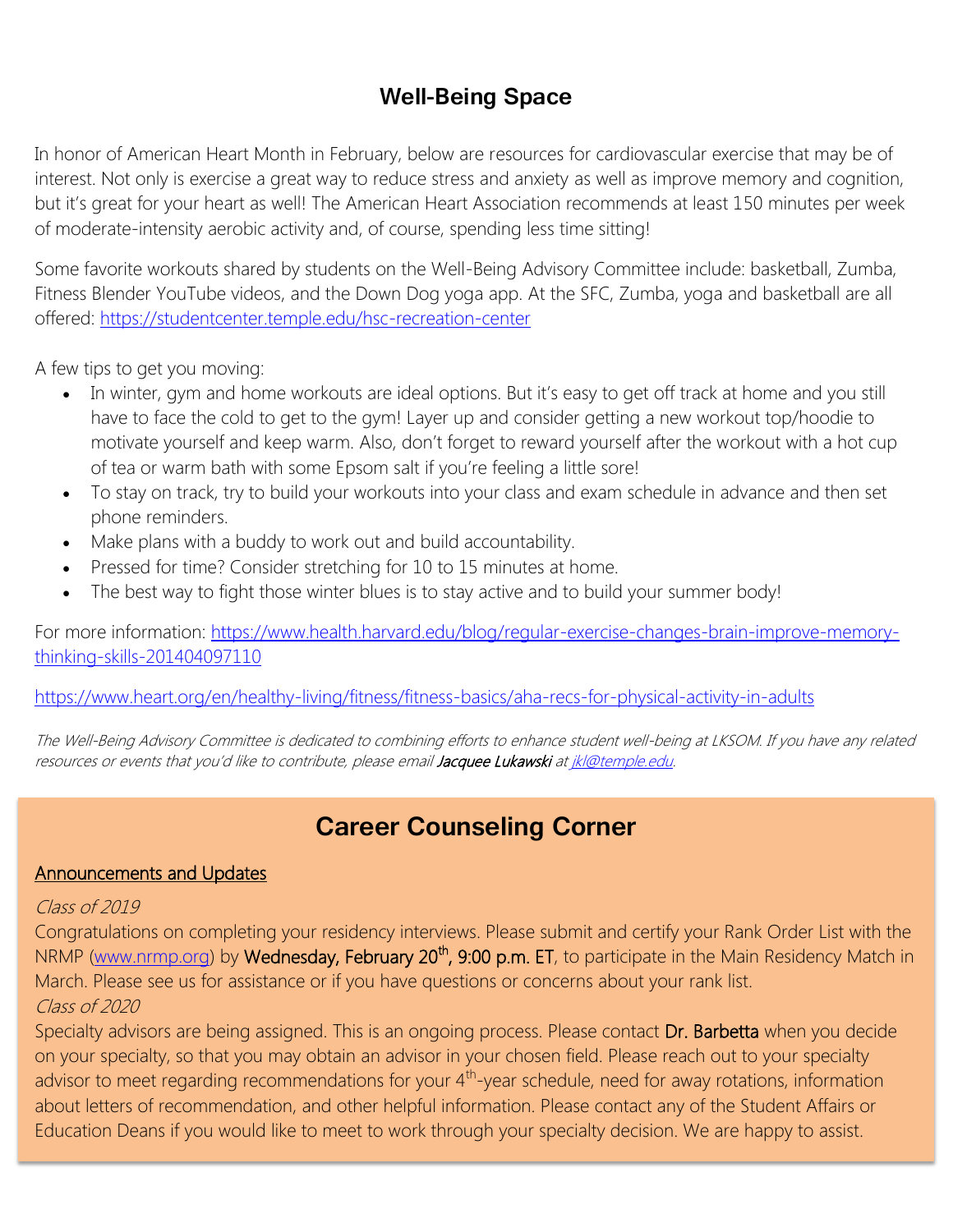## Well-Being Space

In honor of American Heart Month in February, below are resources for cardiovascular exercise that may be of interest. Not only is exercise a great way to reduce stress and anxiety as well as improve memory and cognition, but it's great for your heart as well! The American Heart Association recommends at least 150 minutes per week of moderate-intensity aerobic activity and, of course, spending less time sitting!

Some favorite workouts shared by students on the Well-Being Advisory Committee include: basketball, Zumba, Fitness Blender YouTube videos, and the Down Dog yoga app. At the SFC, Zumba, yoga and basketball are all offered: https://studentcenter.temple.edu/hsc-recreation-center

A few tips to get you moving:

- In winter, gym and home workouts are ideal options. But it's easy to get off track at home and you still have to face the cold to get to the gym! Layer up and consider getting a new workout top/hoodie to motivate yourself and keep warm. Also, don't forget to reward yourself after the workout with a hot cup of tea or warm bath with some Epsom salt if you're feeling a little sore!
- To stay on track, try to build your workouts into your class and exam schedule in advance and then set phone reminders.
- Make plans with a buddy to work out and build accountability.
- Pressed for time? Consider stretching for 10 to 15 minutes at home.
- The best way to fight those winter blues is to stay active and to build your summer body!

For more information: https://www.health.harvard.edu/blog/regular-exercise-changes-brain-improve-memory-thinking-skills-201404097110

https://www.heart.org/en/healthy-living/fitness/fitness-basics/aha-recs-for-physical-activity-in-adults

*The Well-Being Advisory Committee is dedicated to combining efforts to enhance student well-being at LKSOM. If you have any related resources or events that you'd like to contribute, please email* ***Jacquee Lukawski*** *at jkl@temple.edu.*

## Career Counseling Corner

<u>Announcements and Updates</u>

*Class of 2019*

Congratulations on completing your residency interviews. Please submit and certify your Rank Order List with the NRMP (www.nrmp.org) by **Wednesday, February 20th, 9:00 p.m. ET**, to participate in the Main Residency Match in March. Please see us for assistance or if you have questions or concerns about your rank list.

*Class of 2020*

Specialty advisors are being assigned. This is an ongoing process. Please contact **Dr. Barbetta** when you decide on your specialty, so that you may obtain an advisor in your chosen field. Please reach out to your specialty advisor to meet regarding recommendations for your 4th-year schedule, need for away rotations, information about letters of recommendation, and other helpful information. Please contact any of the Student Affairs or Education Deans if you would like to meet to work through your specialty decision. We are happy to assist.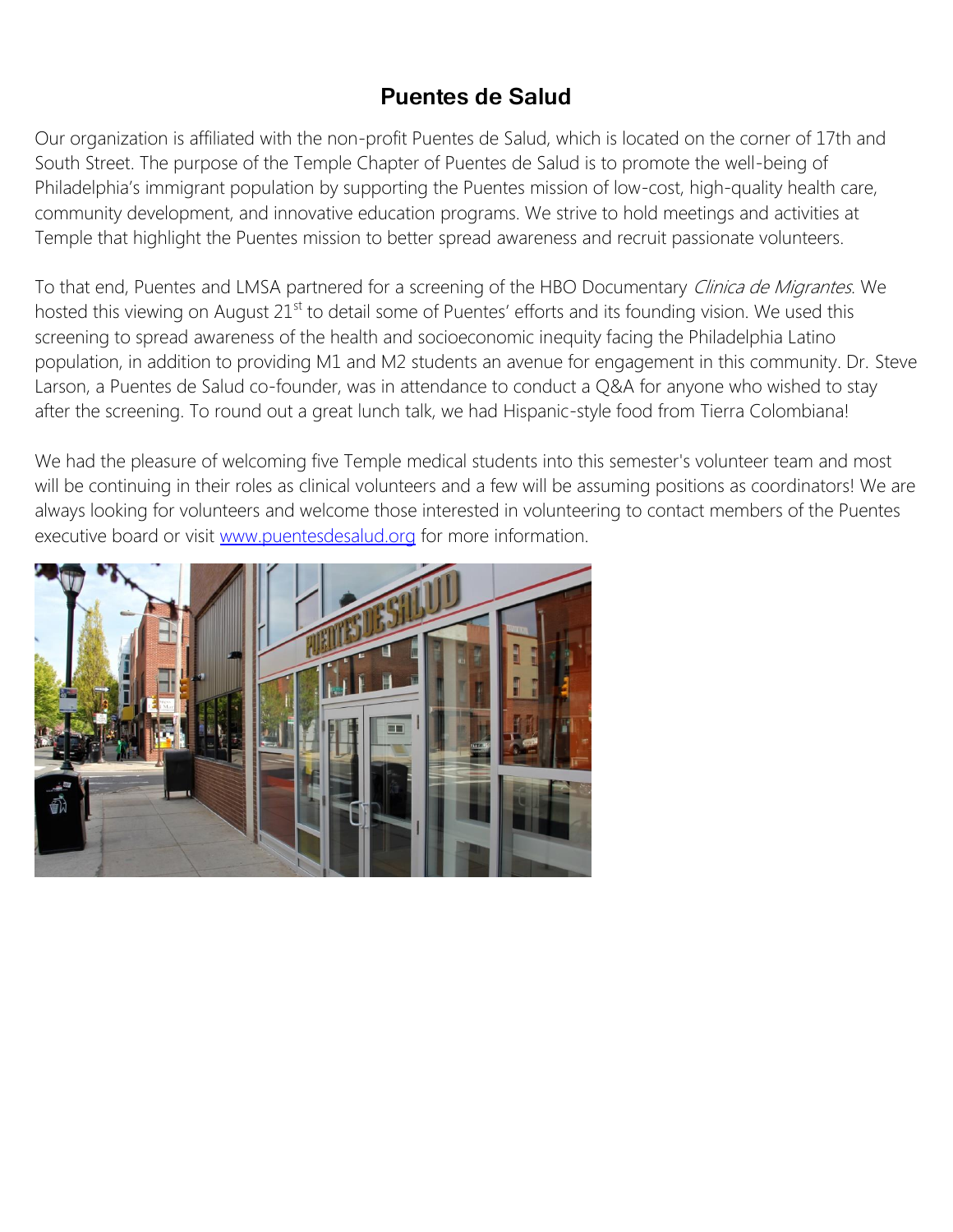## Puentes de Salud

Our organization is affiliated with the non-profit Puentes de Salud, which is located on the corner of 17th and South Street. The purpose of the Temple Chapter of Puentes de Salud is to promote the well-being of Philadelphia's immigrant population by supporting the Puentes mission of low-cost, high-quality health care, community development, and innovative education programs. We strive to hold meetings and activities at Temple that highlight the Puentes mission to better spread awareness and recruit passionate volunteers.

To that end, Puentes and LMSA partnered for a screening of the HBO Documentary *Clinica de Migrantes*. We hosted this viewing on August 21st to detail some of Puentes' efforts and its founding vision. We used this screening to spread awareness of the health and socioeconomic inequity facing the Philadelphia Latino population, in addition to providing M1 and M2 students an avenue for engagement in this community. Dr. Steve Larson, a Puentes de Salud co-founder, was in attendance to conduct a Q&A for anyone who wished to stay after the screening. To round out a great lunch talk, we had Hispanic-style food from Tierra Colombiana!

We had the pleasure of welcoming five Temple medical students into this semester's volunteer team and most will be continuing in their roles as clinical volunteers and a few will be assuming positions as coordinators! We are always looking for volunteers and welcome those interested in volunteering to contact members of the Puentes executive board or visit [www.puentesdesalud.org](http://www.puentesdesalud.org) for more information.